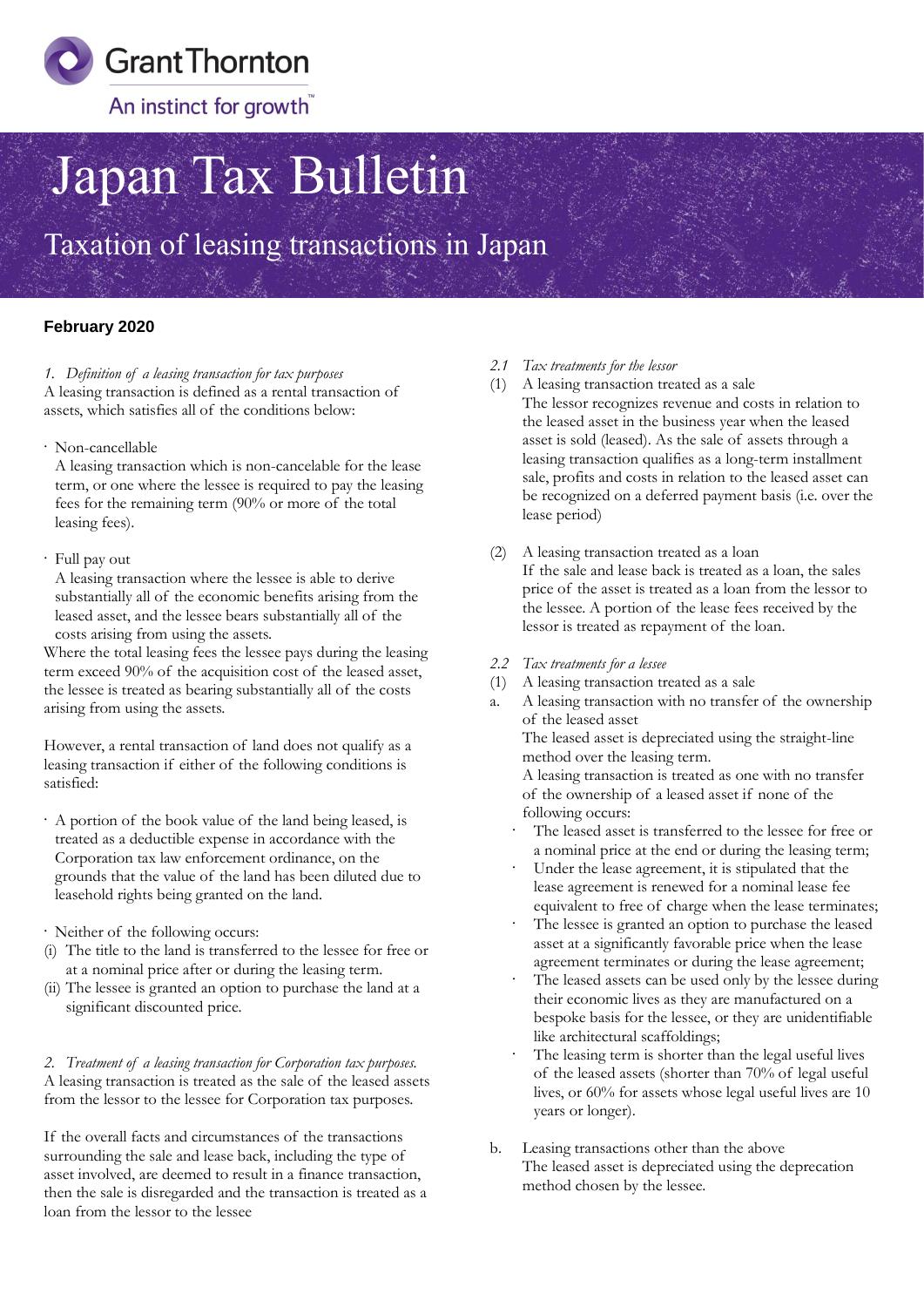Grant Thornton

An instinct for growth™

# Japan Tax Bulletin

## Taxation of leasing transactions in Japan

**February 2020**

*1. Definition of a leasing transaction for tax purposes*

A leasing transaction is defined as a rental transaction of assets, which satisfies all of the conditions below:

- Non-cancellable

  A leasing transaction which is non-cancelable for the lease term, or one where the lessee is required to pay the leasing fees for the remaining term (90% or more of the total leasing fees).

- Full pay out

  A leasing transaction where the lessee is able to derive substantially all of the economic benefits arising from the leased asset, and the lessee bears substantially all of the costs arising from using the assets.

Where the total leasing fees the lessee pays during the leasing term exceed 90% of the acquisition cost of the leased asset, the lessee is treated as bearing substantially all of the costs arising from using the assets.

However, a rental transaction of land does not qualify as a leasing transaction if either of the following conditions is satisfied:

- A portion of the book value of the land being leased, is treated as a deductible expense in accordance with the Corporation tax law enforcement ordinance, on the grounds that the value of the land has been diluted due to leasehold rights being granted on the land.

- Neither of the following occurs:

  (i) The title to the land is transferred to the lessee for free or at a nominal price after or during the leasing term.

  (ii) The lessee is granted an option to purchase the land at a significant discounted price.

*2. Treatment of a leasing transaction for Corporation tax purposes.*

A leasing transaction is treated as the sale of the leased assets from the lessor to the lessee for Corporation tax purposes.

If the overall facts and circumstances of the transactions surrounding the sale and lease back, including the type of asset involved, are deemed to result in a finance transaction, then the sale is disregarded and the transaction is treated as a loan from the lessor to the lessee

*2.1 Tax treatments for the lessor*

(1) A leasing transaction treated as a sale

The lessor recognizes revenue and costs in relation to the leased asset in the business year when the leased asset is sold (leased). As the sale of assets through a leasing transaction qualifies as a long-term installment sale, profits and costs in relation to the leased asset can be recognized on a deferred payment basis (i.e. over the lease period)

(2) A leasing transaction treated as a loan

If the sale and lease back is treated as a loan, the sales price of the asset is treated as a loan from the lessor to the lessee. A portion of the lease fees received by the lessor is treated as repayment of the loan.

*2.2 Tax treatments for a lessee*

(1) A leasing transaction treated as a sale

a. A leasing transaction with no transfer of the ownership of the leased asset

The leased asset is depreciated using the straight-line method over the leasing term.

A leasing transaction is treated as one with no transfer of the ownership of a leased asset if none of the following occurs:

- The leased asset is transferred to the lessee for free or a nominal price at the end or during the leasing term;
- Under the lease agreement, it is stipulated that the lease agreement is renewed for a nominal lease fee equivalent to free of charge when the lease terminates;
- The lessee is granted an option to purchase the leased asset at a significantly favorable price when the lease agreement terminates or during the lease agreement;
- The leased assets can be used only by the lessee during their economic lives as they are manufactured on a bespoke basis for the lessee, or they are unidentifiable like architectural scaffoldings;
- The leasing term is shorter than the legal useful lives of the leased assets (shorter than 70% of legal useful lives, or 60% for assets whose legal useful lives are 10 years or longer).

b. Leasing transactions other than the above

The leased asset is depreciated using the deprecation method chosen by the lessee.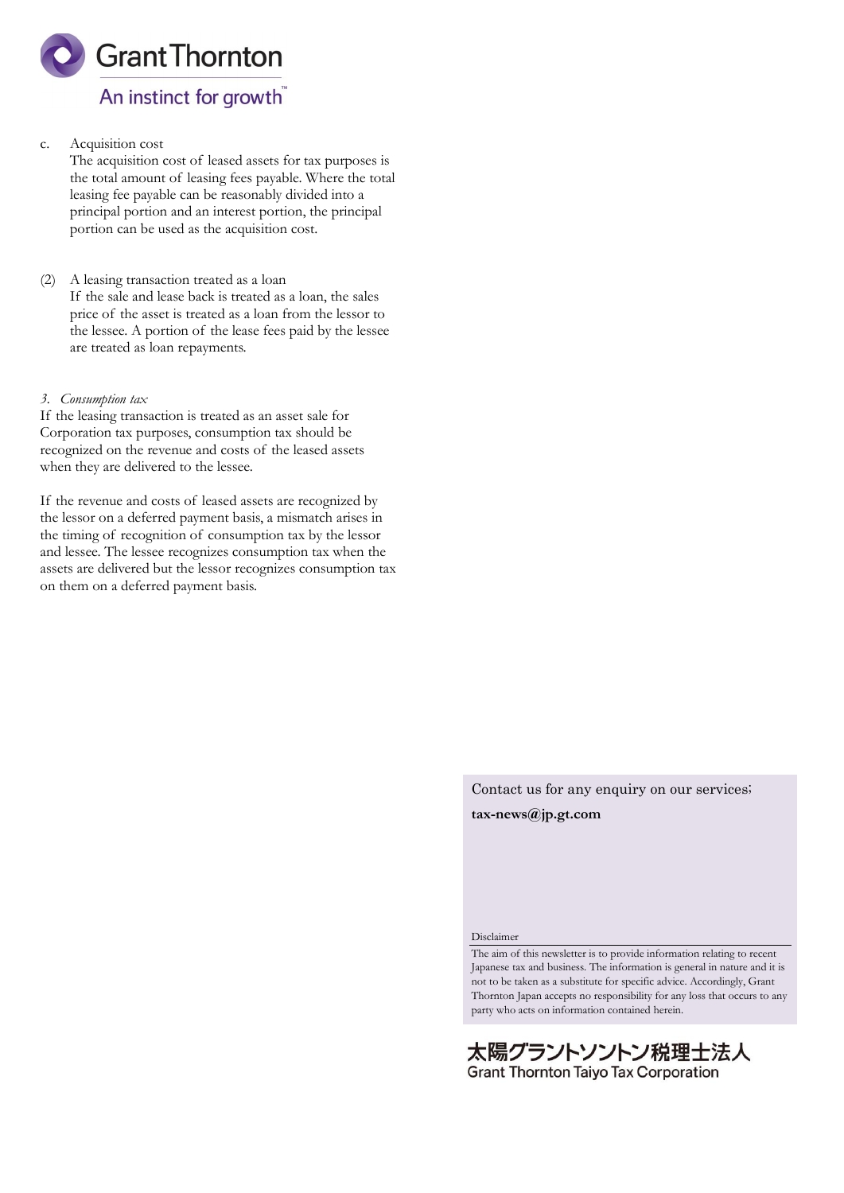c. Acquisition cost

The acquisition cost of leased assets for tax purposes is the total amount of leasing fees payable. Where the total leasing fee payable can be reasonably divided into a principal portion and an interest portion, the principal portion can be used as the acquisition cost.

(2) A leasing transaction treated as a loan

If the sale and lease back is treated as a loan, the sales price of the asset is treated as a loan from the lessor to the lessee. A portion of the lease fees paid by the lessee are treated as loan repayments.

*3. Consumption tax*

If the leasing transaction is treated as an asset sale for Corporation tax purposes, consumption tax should be recognized on the revenue and costs of the leased assets when they are delivered to the lessee.

If the revenue and costs of leased assets are recognized by the lessor on a deferred payment basis, a mismatch arises in the timing of recognition of consumption tax by the lessor and lessee. The lessee recognizes consumption tax when the assets are delivered but the lessor recognizes consumption tax on them on a deferred payment basis.

Contact us for any enquiry on our services;

**tax-news@jp.gt.com**

Disclaimer

The aim of this newsletter is to provide information relating to recent Japanese tax and business. The information is general in nature and it is not to be taken as a substitute for specific advice. Accordingly, Grant Thornton Japan accepts no responsibility for any loss that occurs to any party who acts on information contained herein.

太陽グラントソントン税理士法人
Grant Thornton Taiyo Tax Corporation